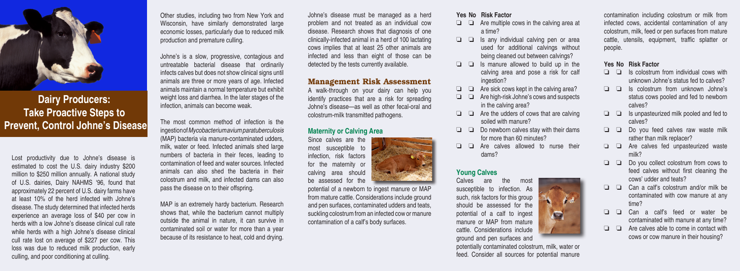# Dairy Producers: Take Proactive Steps to Prevent, Control Johne's Disease

Lost productivity due to Johne's disease is estimated to cost the U.S. dairy industry $200 million to $250 million annually. A national study of U.S. dairies, Dairy NAHMS '96, found that approximately 22 percent of U.S. dairy farms have at least 10% of the herd infected with Johne's disease. The study determined that infected herds experience an average loss of $40 per cow in herds with a low Johne's disease clinical cull rate while herds with a high Johne's disease clinical cull rate lost on average of $227 per cow. This loss was due to reduced milk production, early culling, and poor conditioning at culling.

Other studies, including two from New York and Wisconsin, have similarly demonstrated large economic losses, particularly due to reduced milk production and premature culling.

Johne's is a slow, progressive, contagious and untreatable bacterial disease that ordinarily infects calves but does not show clinical signs until animals are three or more years of age. Infected animals maintain a normal temperature but exhibit weight loss and diarrhea. In the later stages of the infection, animals can become weak.

The most common method of infection is the ingestion of *Mycobacterium avium paratuberculosis* (MAP) bacteria via manure-contaminated udders, milk, water or feed. Infected animals shed large numbers of bacteria in their feces, leading to contamination of feed and water sources. Infected animals can also shed the bacteria in their colostrum and milk, and infected dams can also pass the disease on to their offspring.

MAP is an extremely hardy bacterium. Research shows that, while the bacterium cannot multiply outside the animal in nature, it can survive in contaminated soil or water for more than a year because of its resistance to heat, cold and drying.

Johne's disease must be managed as a herd problem and not treated as an individual cow disease. Research shows that diagnosis of one clinically-infected animal in a herd of 100 lactating cows implies that at least 25 other animals are infected and less than eight of those can be detected by the tests currently available.

## Management Risk Assessment

A walk-through on your dairy can help you identify practices that are a risk for spreading Johne's disease—as well as other fecal-oral and colostrum-milk transmitted pathogens.

### Maternity or Calving Area

Since calves are the most susceptible to infection, risk factors for the maternity or calving area should be assessed for the potential of a newborn to ingest manure or MAP from mature cattle. Considerations include ground and pen surfaces, contaminated udders and teats, suckling colostrum from an infected cow or manure contamination of a calf's body surfaces.

| Yes | No | Risk Factor |
|---|---|---|
| ❑ | ❑ | Are multiple cows in the calving area at a time? |
| ❑ | ❑ | Is any individual calving pen or area used for additional calvings without being cleaned out between calvings? |
| ❑ | ❑ | Is manure allowed to build up in the calving area and pose a risk for calf ingestion? |
| ❑ | ❑ | Are sick cows kept in the calving area? |
| ❑ | ❑ | Are high-risk Johne's cows and suspects in the calving area? |
| ❑ | ❑ | Are the udders of cows that are calving soiled with manure? |
| ❑ | ❑ | Do newborn calves stay with their dams for more than 60 minutes? |
| ❑ | ❑ | Are calves allowed to nurse their dams? |

### Young Calves

Calves are the most susceptible to infection. As such, risk factors for this group should be assessed for the potential of a calf to ingest manure or MAP from mature cattle. Considerations include ground and pen surfaces and potentially contaminated colostrum, milk, water or feed. Consider all sources for potential manure contamination including colostrum or milk from infected cows, accidental contamination of any colostrum, milk, feed or pen surfaces from mature cattle, utensils, equipment, traffic splatter or people.

| Yes | No | Risk Factor |
|---|---|---|
| ❑ | ❑ | Is colostrum from individual cows with unknown Johne's status fed to calves? |
| ❑ | ❑ | Is colostrum from unknown Johne's status cows pooled and fed to newborn calves? |
| ❑ | ❑ | Is unpasteurized milk pooled and fed to calves? |
| ❑ | ❑ | Do you feed calves raw waste milk rather than milk replacer? |
| ❑ | ❑ | Are calves fed unpasteurized waste milk? |
| ❑ | ❑ | Do you collect colostrum from cows to feed calves without first cleaning the cows' udder and teats? |
| ❑ | ❑ | Can a calf's colostrum and/or milk be contaminated with cow manure at any time? |
| ❑ | ❑ | Can a calf's feed or water be contaminated with manure at any time? |
| ❑ | ❑ | Are calves able to come in contact with cows or cow manure in their housing? |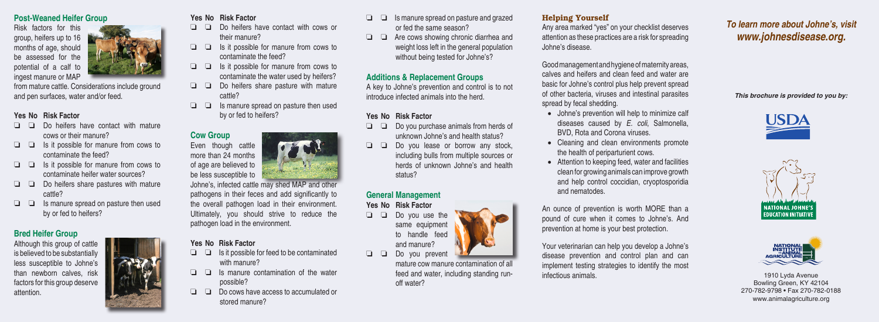## Post-Weaned Heifer Group

Risk factors for this group, heifers up to 16 months of age, should be assessed for the potential of a calf to ingest manure or MAP from mature cattle. Considerations include ground and pen surfaces, water and/or feed.

**Yes No Risk Factor**

- ❑ ❑ Do heifers have contact with mature cows or their manure?
- ❑ ❑ Is it possible for manure from cows to contaminate the feed?
- ❑ ❑ Is it possible for manure from cows to contaminate heifer water sources?
- ❑ ❑ Do heifers share pastures with mature cattle?
- ❑ ❑ Is manure spread on pasture then used by or fed to heifers?

## Bred Heifer Group

Although this group of cattle is believed to be substantially less susceptible to Johne's than newborn calves, risk factors for this group deserve attention.

**Yes No Risk Factor**

- ❑ ❑ Do heifers have contact with cows or their manure?
- ❑ ❑ Is it possible for manure from cows to contaminate the feed?
- ❑ ❑ Is it possible for manure from cows to contaminate the water used by heifers?
- ❑ ❑ Do heifers share pasture with mature cattle?
- ❑ ❑ Is manure spread on pasture then used by or fed to heifers?

## Cow Group

Even though cattle more than 24 months of age are believed to be less susceptible to Johne's, infected cattle may shed MAP and other pathogens in their feces and add significantly to the overall pathogen load in their environment. Ultimately, you should strive to reduce the pathogen load in the environment.

**Yes No Risk Factor**

- ❑ ❑ Is it possible for feed to be contaminated with manure?
- ❑ ❑ Is manure contamination of the water possible?
- ❑ ❑ Do cows have access to accumulated or stored manure?
- ❑ ❑ Is manure spread on pasture and grazed or fed the same season?
- ❑ ❑ Are cows showing chronic diarrhea and weight loss left in the general population without being tested for Johne's?

## Additions & Replacement Groups

A key to Johne's prevention and control is to not introduce infected animals into the herd.

**Yes No Risk Factor**

- ❑ ❑ Do you purchase animals from herds of unknown Johne's and health status?
- ❑ ❑ Do you lease or borrow any stock, including bulls from multiple sources or herds of unknown Johne's and health status?

## General Management

**Yes No Risk Factor**

- ❑ ❑ Do you use the same equipment to handle feed and manure?
- ❑ ❑ Do you prevent mature cow manure contamination of all feed and water, including standing run-off water?

## Helping Yourself

Any area marked "yes" on your checklist deserves attention as these practices are a risk for spreading Johne's disease.

Good management and hygiene of maternity areas, calves and heifers and clean feed and water are basic for Johne's control plus help prevent spread of other bacteria, viruses and intestinal parasites spread by fecal shedding.

- Johne's prevention will help to minimize calf diseases caused by *E. coli*, Salmonella, BVD, Rota and Corona viruses.
- Cleaning and clean environments promote the health of periparturient cows.
- Attention to keeping feed, water and facilities clean for growing animals can improve growth and help control coccidian, cryoptosporidia and nematodes.

An ounce of prevention is worth MORE than a pound of cure when it comes to Johne's. And prevention at home is your best protection.

Your veterinarian can help you develop a Johne's disease prevention and control plan and can implement testing strategies to identify the most infectious animals.

## *To learn more about Johne's, visit www.johnesdisease.org.*

***This brochure is provided to you by:***

USDA

NATIONAL JOHNE'S EDUCATION INITIATIVE

NATIONAL INSTITUTE for ANIMAL AGRICULTURE

1910 Lyda Avenue
Bowling Green, KY 42104
270-782-9798 • Fax 270-782-0188
www.animalagriculture.org